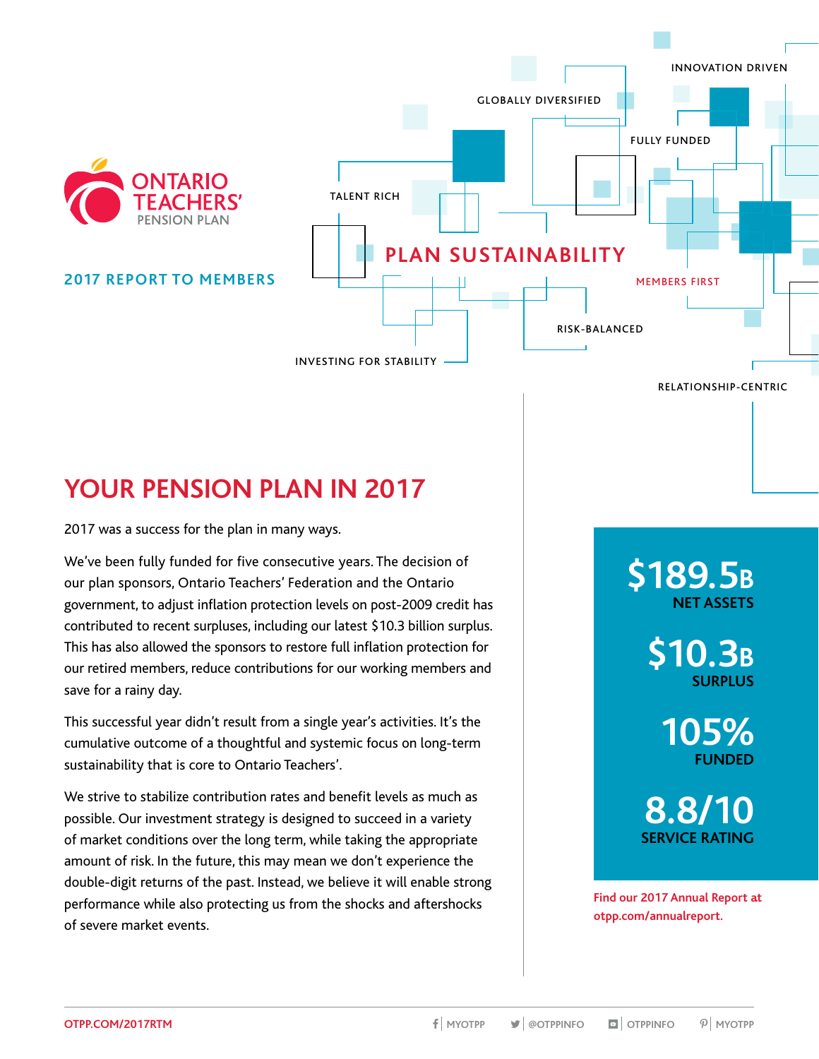ONTARIO TEACHERS' PENSION PLAN

**2017 REPORT TO MEMBERS**

INNOVATION DRIVEN

GLOBALLY DIVERSIFIED

FULLY FUNDED

TALENT RICH

## PLAN SUSTAINABILITY

MEMBERS FIRST

RISK-BALANCED

INVESTING FOR STABILITY

RELATIONSHIP-CENTRIC

# YOUR PENSION PLAN IN 2017

2017 was a success for the plan in many ways.

We've been fully funded for five consecutive years. The decision of our plan sponsors, Ontario Teachers' Federation and the Ontario government, to adjust inflation protection levels on post-2009 credit has contributed to recent surpluses, including our latest $10.3 billion surplus. This has also allowed the sponsors to restore full inflation protection for our retired members, reduce contributions for our working members and save for a rainy day.

This successful year didn't result from a single year's activities. It's the cumulative outcome of a thoughtful and systemic focus on long-term sustainability that is core to Ontario Teachers'.

We strive to stabilize contribution rates and benefit levels as much as possible. Our investment strategy is designed to succeed in a variety of market conditions over the long term, while taking the appropriate amount of risk. In the future, this may mean we don't experience the double-digit returns of the past. Instead, we believe it will enable strong performance while also protecting us from the shocks and aftershocks of severe market events.

**$189.5B**
**NET ASSETS**

**$10.3B**
**SURPLUS**

**105%**
**FUNDED**

**8.8/10**
**SERVICE RATING**

Find our 2017 Annual Report at otpp.com/annualreport.

OTPP.COM/2017RTM | MYOTPP | @OTPPINFO | OTPPINFO | MYOTPP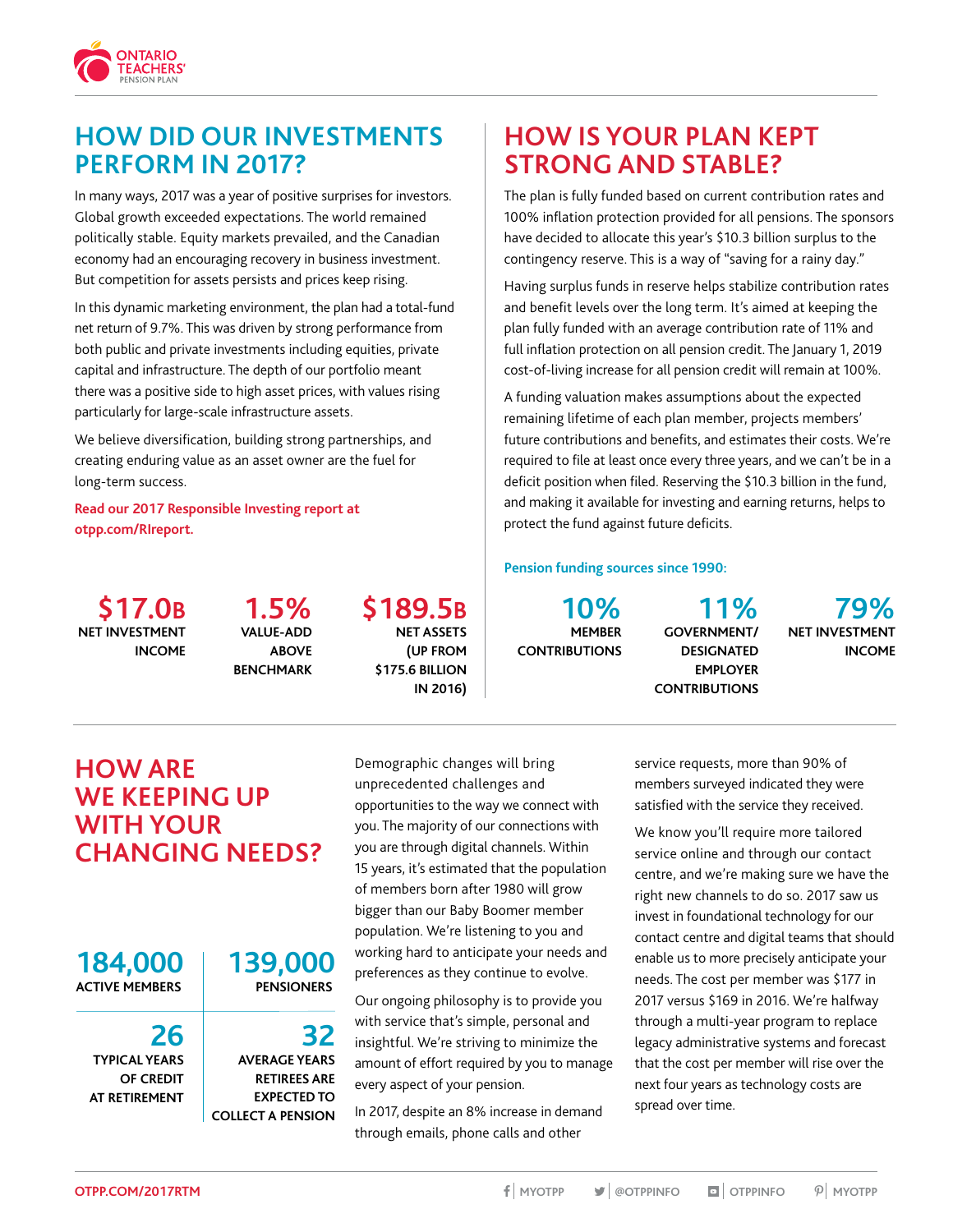## HOW DID OUR INVESTMENTS PERFORM IN 2017?

In many ways, 2017 was a year of positive surprises for investors. Global growth exceeded expectations. The world remained politically stable. Equity markets prevailed, and the Canadian economy had an encouraging recovery in business investment. But competition for assets persists and prices keep rising.

In this dynamic marketing environment, the plan had a total-fund net return of 9.7%. This was driven by strong performance from both public and private investments including equities, private capital and infrastructure. The depth of our portfolio meant there was a positive side to high asset prices, with values rising particularly for large-scale infrastructure assets.

We believe diversification, building strong partnerships, and creating enduring value as an asset owner are the fuel for long-term success.

**Read our 2017 Responsible Investing report at otpp.com/RIreport.**

**$17.0B**
NET INVESTMENT INCOME

**1.5%**
VALUE-ADD ABOVE BENCHMARK

**$189.5B**
NET ASSETS (UP FROM $175.6 BILLION IN 2016)

## HOW IS YOUR PLAN KEPT STRONG AND STABLE?

The plan is fully funded based on current contribution rates and 100% inflation protection provided for all pensions. The sponsors have decided to allocate this year's $10.3 billion surplus to the contingency reserve. This is a way of "saving for a rainy day."

Having surplus funds in reserve helps stabilize contribution rates and benefit levels over the long term. It's aimed at keeping the plan fully funded with an average contribution rate of 11% and full inflation protection on all pension credit. The January 1, 2019 cost-of-living increase for all pension credit will remain at 100%.

A funding valuation makes assumptions about the expected remaining lifetime of each plan member, projects members' future contributions and benefits, and estimates their costs. We're required to file at least once every three years, and we can't be in a deficit position when filed. Reserving the $10.3 billion in the fund, and making it available for investing and earning returns, helps to protect the fund against future deficits.

**Pension funding sources since 1990:**

**10%**
MEMBER CONTRIBUTIONS

**11%**
GOVERNMENT/ DESIGNATED EMPLOYER CONTRIBUTIONS

**79%**
NET INVESTMENT INCOME

## HOW ARE WE KEEPING UP WITH YOUR CHANGING NEEDS?

**184,000**
ACTIVE MEMBERS

**139,000**
PENSIONERS

**26**
TYPICAL YEARS OF CREDIT AT RETIREMENT

**32**
AVERAGE YEARS RETIREES ARE EXPECTED TO COLLECT A PENSION

Demographic changes will bring unprecedented challenges and opportunities to the way we connect with you. The majority of our connections with you are through digital channels. Within 15 years, it's estimated that the population of members born after 1980 will grow bigger than our Baby Boomer member population. We're listening to you and working hard to anticipate your needs and preferences as they continue to evolve.

Our ongoing philosophy is to provide you with service that's simple, personal and insightful. We're striving to minimize the amount of effort required by you to manage every aspect of your pension.

In 2017, despite an 8% increase in demand through emails, phone calls and other service requests, more than 90% of members surveyed indicated they were satisfied with the service they received.

We know you'll require more tailored service online and through our contact centre, and we're making sure we have the right new channels to do so. 2017 saw us invest in foundational technology for our contact centre and digital teams that should enable us to more precisely anticipate your needs. The cost per member was $177 in 2017 versus $169 in 2016. We're halfway through a multi-year program to replace legacy administrative systems and forecast that the cost per member will rise over the next four years as technology costs are spread over time.

OTPP.COM/2017RTM | MYOTPP | @OTPPINFO | OTPPINFO | MYOTPP